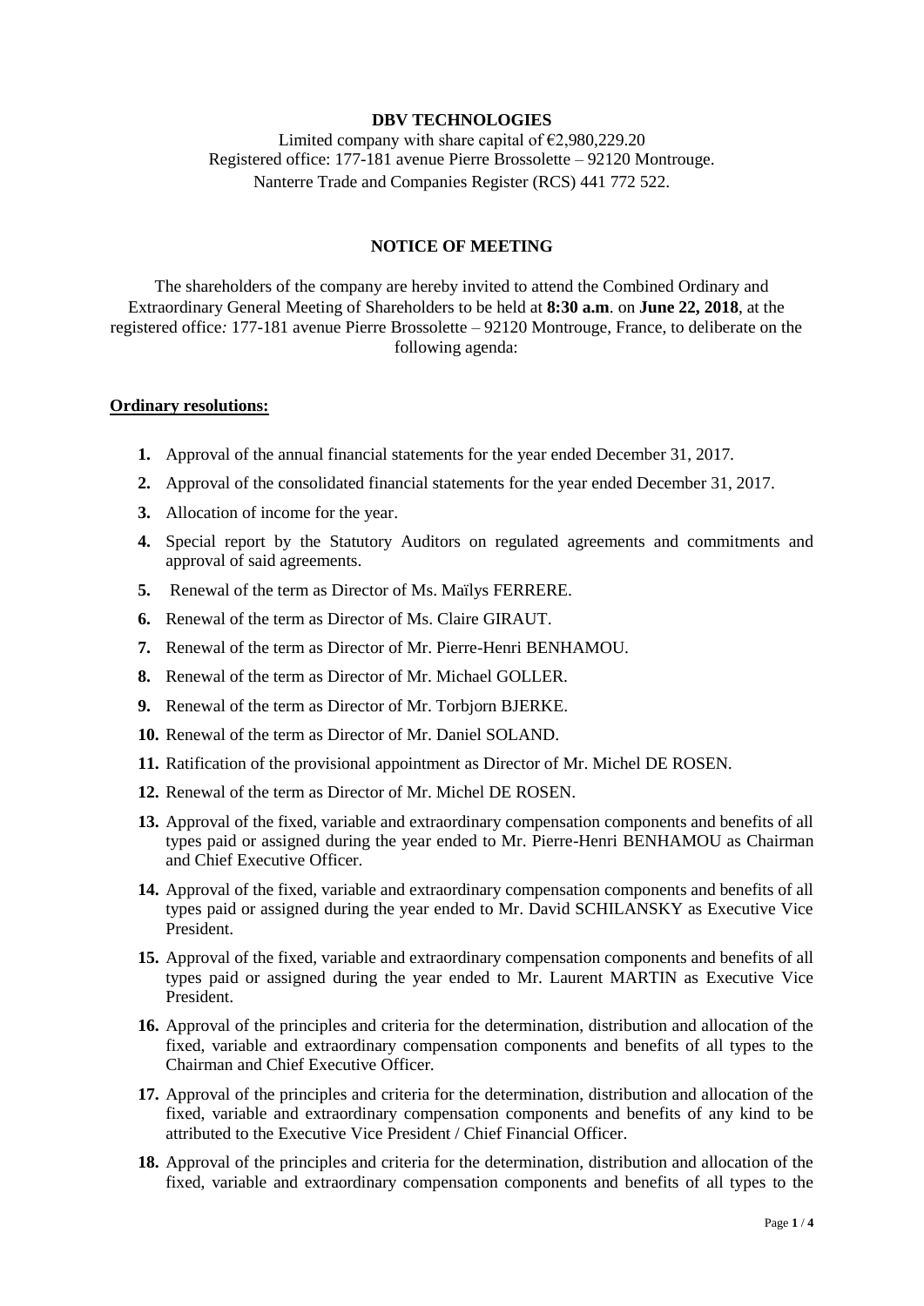**DBV TECHNOLOGIES**

Limited company with share capital of €2,980,229.20
Registered office: 177-181 avenue Pierre Brossolette – 92120 Montrouge.
Nanterre Trade and Companies Register (RCS) 441 772 522.

**NOTICE OF MEETING**

The shareholders of the company are hereby invited to attend the Combined Ordinary and Extraordinary General Meeting of Shareholders to be held at **8:30 a.m**. on **June 22, 2018**, at the registered office*:* 177-181 avenue Pierre Brossolette – 92120 Montrouge, France, to deliberate on the following agenda:

**Ordinary resolutions:**

1. Approval of the annual financial statements for the year ended December 31, 2017.
2. Approval of the consolidated financial statements for the year ended December 31, 2017.
3. Allocation of income for the year.
4. Special report by the Statutory Auditors on regulated agreements and commitments and approval of said agreements.
5. Renewal of the term as Director of Ms. Maïlys FERRERE.
6. Renewal of the term as Director of Ms. Claire GIRAUT.
7. Renewal of the term as Director of Mr. Pierre-Henri BENHAMOU.
8. Renewal of the term as Director of Mr. Michael GOLLER.
9. Renewal of the term as Director of Mr. Torbjorn BJERKE.
10. Renewal of the term as Director of Mr. Daniel SOLAND.
11. Ratification of the provisional appointment as Director of Mr. Michel DE ROSEN.
12. Renewal of the term as Director of Mr. Michel DE ROSEN.
13. Approval of the fixed, variable and extraordinary compensation components and benefits of all types paid or assigned during the year ended to Mr. Pierre-Henri BENHAMOU as Chairman and Chief Executive Officer.
14. Approval of the fixed, variable and extraordinary compensation components and benefits of all types paid or assigned during the year ended to Mr. David SCHILANSKY as Executive Vice President.
15. Approval of the fixed, variable and extraordinary compensation components and benefits of all types paid or assigned during the year ended to Mr. Laurent MARTIN as Executive Vice President.
16. Approval of the principles and criteria for the determination, distribution and allocation of the fixed, variable and extraordinary compensation components and benefits of all types to the Chairman and Chief Executive Officer.
17. Approval of the principles and criteria for the determination, distribution and allocation of the fixed, variable and extraordinary compensation components and benefits of any kind to be attributed to the Executive Vice President / Chief Financial Officer.
18. Approval of the principles and criteria for the determination, distribution and allocation of the fixed, variable and extraordinary compensation components and benefits of all types to the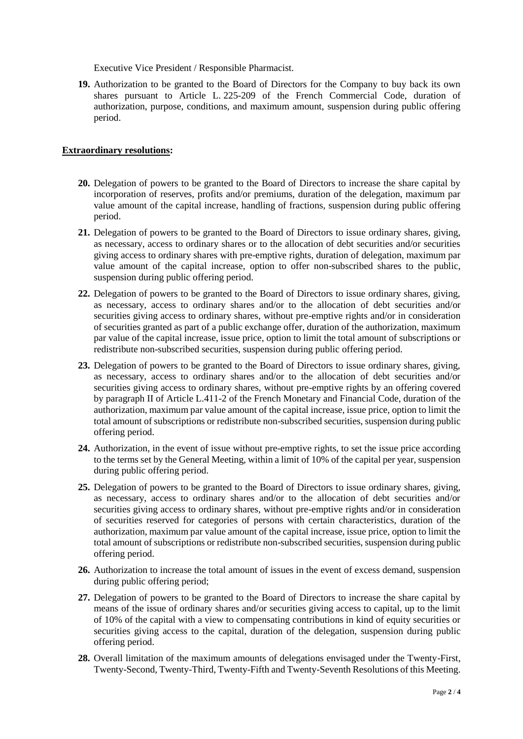Executive Vice President / Responsible Pharmacist.

19. Authorization to be granted to the Board of Directors for the Company to buy back its own shares pursuant to Article L. 225-209 of the French Commercial Code, duration of authorization, purpose, conditions, and maximum amount, suspension during public offering period.

**Extraordinary resolutions:**

20. Delegation of powers to be granted to the Board of Directors to increase the share capital by incorporation of reserves, profits and/or premiums, duration of the delegation, maximum par value amount of the capital increase, handling of fractions, suspension during public offering period.

21. Delegation of powers to be granted to the Board of Directors to issue ordinary shares, giving, as necessary, access to ordinary shares or to the allocation of debt securities and/or securities giving access to ordinary shares with pre-emptive rights, duration of delegation, maximum par value amount of the capital increase, option to offer non-subscribed shares to the public, suspension during public offering period.

22. Delegation of powers to be granted to the Board of Directors to issue ordinary shares, giving, as necessary, access to ordinary shares and/or to the allocation of debt securities and/or securities giving access to ordinary shares, without pre-emptive rights and/or in consideration of securities granted as part of a public exchange offer, duration of the authorization, maximum par value of the capital increase, issue price, option to limit the total amount of subscriptions or redistribute non-subscribed securities, suspension during public offering period.

23. Delegation of powers to be granted to the Board of Directors to issue ordinary shares, giving, as necessary, access to ordinary shares and/or to the allocation of debt securities and/or securities giving access to ordinary shares, without pre-emptive rights by an offering covered by paragraph II of Article L.411-2 of the French Monetary and Financial Code, duration of the authorization, maximum par value amount of the capital increase, issue price, option to limit the total amount of subscriptions or redistribute non-subscribed securities, suspension during public offering period.

24. Authorization, in the event of issue without pre-emptive rights, to set the issue price according to the terms set by the General Meeting, within a limit of 10% of the capital per year, suspension during public offering period.

25. Delegation of powers to be granted to the Board of Directors to issue ordinary shares, giving, as necessary, access to ordinary shares and/or to the allocation of debt securities and/or securities giving access to ordinary shares, without pre-emptive rights and/or in consideration of securities reserved for categories of persons with certain characteristics, duration of the authorization, maximum par value amount of the capital increase, issue price, option to limit the total amount of subscriptions or redistribute non-subscribed securities, suspension during public offering period.

26. Authorization to increase the total amount of issues in the event of excess demand, suspension during public offering period;

27. Delegation of powers to be granted to the Board of Directors to increase the share capital by means of the issue of ordinary shares and/or securities giving access to capital, up to the limit of 10% of the capital with a view to compensating contributions in kind of equity securities or securities giving access to the capital, duration of the delegation, suspension during public offering period.

28. Overall limitation of the maximum amounts of delegations envisaged under the Twenty-First, Twenty-Second, Twenty-Third, Twenty-Fifth and Twenty-Seventh Resolutions of this Meeting.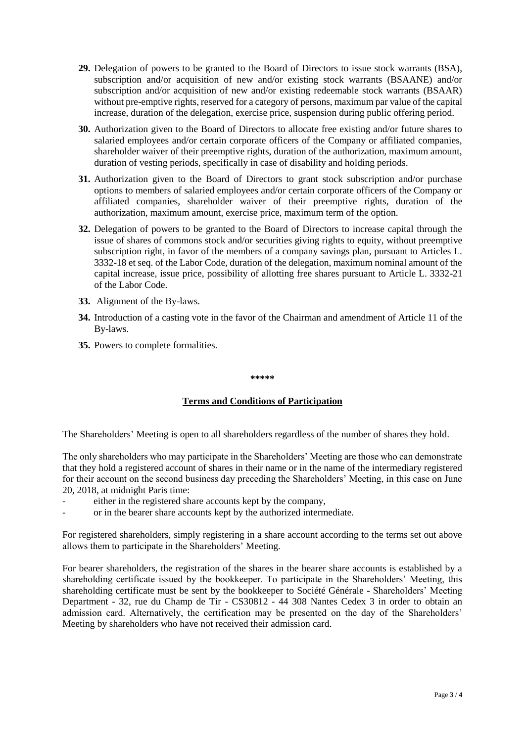29. Delegation of powers to be granted to the Board of Directors to issue stock warrants (BSA), subscription and/or acquisition of new and/or existing stock warrants (BSAANE) and/or subscription and/or acquisition of new and/or existing redeemable stock warrants (BSAAR) without pre-emptive rights, reserved for a category of persons, maximum par value of the capital increase, duration of the delegation, exercise price, suspension during public offering period.

30. Authorization given to the Board of Directors to allocate free existing and/or future shares to salaried employees and/or certain corporate officers of the Company or affiliated companies, shareholder waiver of their preemptive rights, duration of the authorization, maximum amount, duration of vesting periods, specifically in case of disability and holding periods.

31. Authorization given to the Board of Directors to grant stock subscription and/or purchase options to members of salaried employees and/or certain corporate officers of the Company or affiliated companies, shareholder waiver of their preemptive rights, duration of the authorization, maximum amount, exercise price, maximum term of the option.

32. Delegation of powers to be granted to the Board of Directors to increase capital through the issue of shares of commons stock and/or securities giving rights to equity, without preemptive subscription right, in favor of the members of a company savings plan, pursuant to Articles L. 3332-18 et seq. of the Labor Code, duration of the delegation, maximum nominal amount of the capital increase, issue price, possibility of allotting free shares pursuant to Article L. 3332-21 of the Labor Code.

33. Alignment of the By-laws.

34. Introduction of a casting vote in the favor of the Chairman and amendment of Article 11 of the By-laws.

35. Powers to complete formalities.

*****

## Terms and Conditions of Participation

The Shareholders' Meeting is open to all shareholders regardless of the number of shares they hold.

The only shareholders who may participate in the Shareholders' Meeting are those who can demonstrate that they hold a registered account of shares in their name or in the name of the intermediary registered for their account on the second business day preceding the Shareholders' Meeting, in this case on June 20, 2018, at midnight Paris time:

- either in the registered share accounts kept by the company,
- or in the bearer share accounts kept by the authorized intermediate.

For registered shareholders, simply registering in a share account according to the terms set out above allows them to participate in the Shareholders' Meeting.

For bearer shareholders, the registration of the shares in the bearer share accounts is established by a shareholding certificate issued by the bookkeeper. To participate in the Shareholders' Meeting, this shareholding certificate must be sent by the bookkeeper to Société Générale - Shareholders' Meeting Department - 32, rue du Champ de Tir - CS30812 - 44 308 Nantes Cedex 3 in order to obtain an admission card. Alternatively, the certification may be presented on the day of the Shareholders' Meeting by shareholders who have not received their admission card.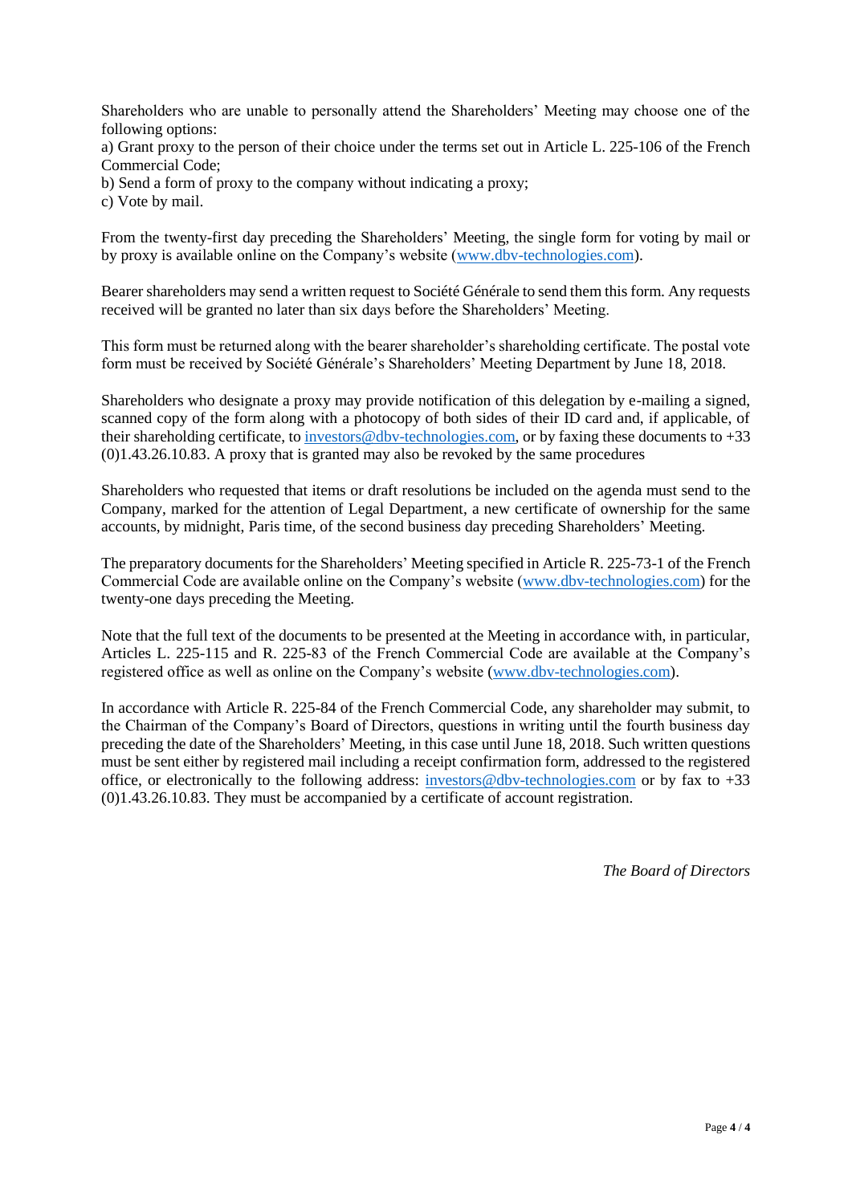Shareholders who are unable to personally attend the Shareholders' Meeting may choose one of the following options:

a) Grant proxy to the person of their choice under the terms set out in Article L. 225-106 of the French Commercial Code;

b) Send a form of proxy to the company without indicating a proxy;

c) Vote by mail.

From the twenty-first day preceding the Shareholders' Meeting, the single form for voting by mail or by proxy is available online on the Company's website (www.dbv-technologies.com).

Bearer shareholders may send a written request to Société Générale to send them this form. Any requests received will be granted no later than six days before the Shareholders' Meeting.

This form must be returned along with the bearer shareholder's shareholding certificate. The postal vote form must be received by Société Générale's Shareholders' Meeting Department by June 18, 2018.

Shareholders who designate a proxy may provide notification of this delegation by e-mailing a signed, scanned copy of the form along with a photocopy of both sides of their ID card and, if applicable, of their shareholding certificate, to investors@dbv-technologies.com, or by faxing these documents to +33 (0)1.43.26.10.83. A proxy that is granted may also be revoked by the same procedures

Shareholders who requested that items or draft resolutions be included on the agenda must send to the Company, marked for the attention of Legal Department, a new certificate of ownership for the same accounts, by midnight, Paris time, of the second business day preceding Shareholders' Meeting.

The preparatory documents for the Shareholders' Meeting specified in Article R. 225-73-1 of the French Commercial Code are available online on the Company's website (www.dbv-technologies.com) for the twenty-one days preceding the Meeting.

Note that the full text of the documents to be presented at the Meeting in accordance with, in particular, Articles L. 225-115 and R. 225-83 of the French Commercial Code are available at the Company's registered office as well as online on the Company's website (www.dbv-technologies.com).

In accordance with Article R. 225-84 of the French Commercial Code, any shareholder may submit, to the Chairman of the Company's Board of Directors, questions in writing until the fourth business day preceding the date of the Shareholders' Meeting, in this case until June 18, 2018. Such written questions must be sent either by registered mail including a receipt confirmation form, addressed to the registered office, or electronically to the following address: investors@dbv-technologies.com or by fax to +33 (0)1.43.26.10.83. They must be accompanied by a certificate of account registration.

*The Board of Directors*